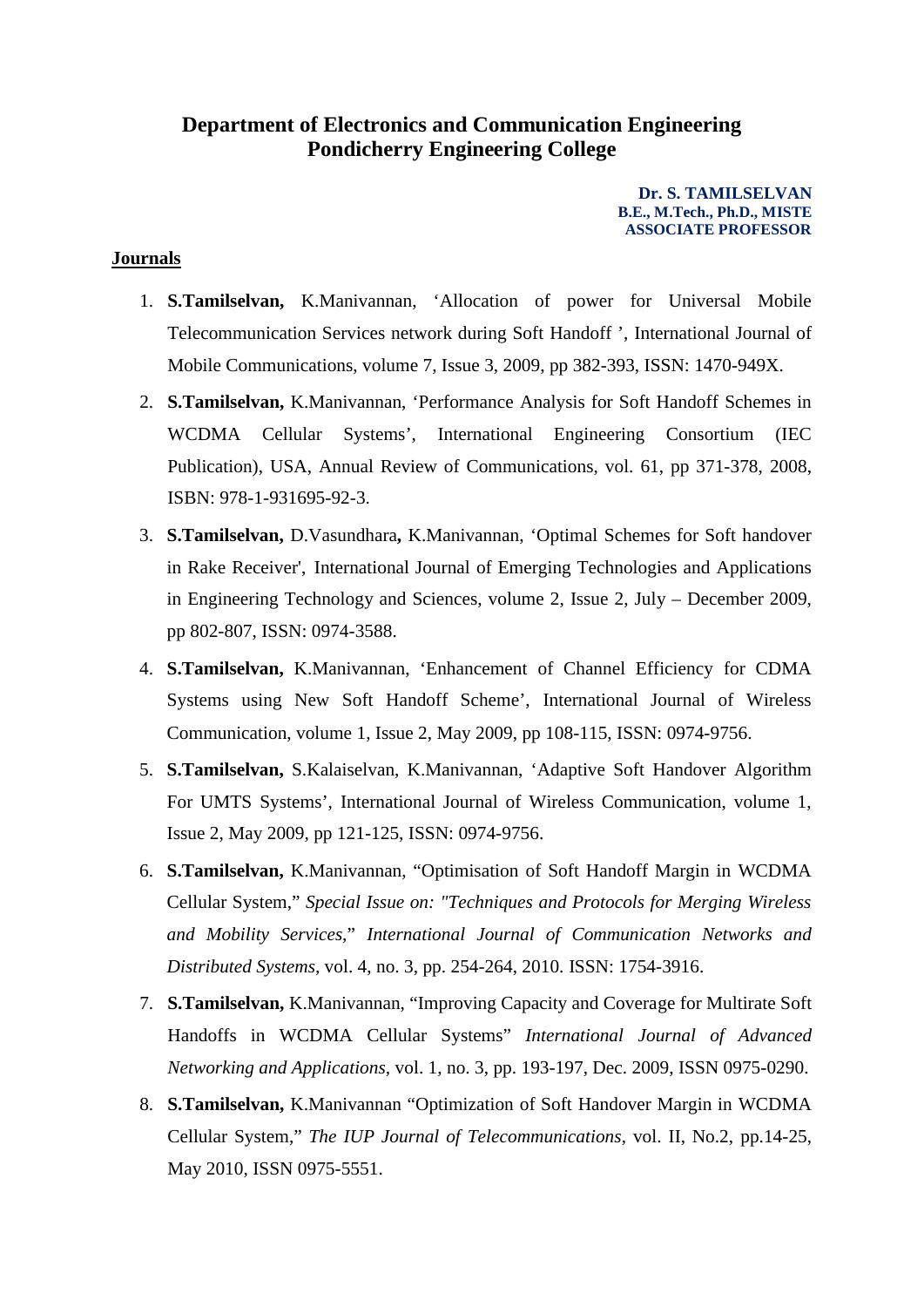# Department of Electronics and Communication Engineering
# Pondicherry Engineering College

**Dr. S. TAMILSELVAN**
**B.E., M.Tech., Ph.D., MISTE**
**ASSOCIATE PROFESSOR**

## Journals

1. **S.Tamilselvan,** K.Manivannan, 'Allocation of power for Universal Mobile Telecommunication Services network during Soft Handoff ', International Journal of Mobile Communications, volume 7, Issue 3, 2009, pp 382-393, ISSN: 1470-949X.
2. **S.Tamilselvan,** K.Manivannan, 'Performance Analysis for Soft Handoff Schemes in WCDMA Cellular Systems', International Engineering Consortium (IEC Publication), USA, Annual Review of Communications, vol. 61, pp 371-378, 2008, ISBN: 978-1-931695-92-3.
3. **S.Tamilselvan,** D.Vasundhara**,** K.Manivannan, 'Optimal Schemes for Soft handover in Rake Receiver', International Journal of Emerging Technologies and Applications in Engineering Technology and Sciences, volume 2, Issue 2, July – December 2009, pp 802-807, ISSN: 0974-3588.
4. **S.Tamilselvan,** K.Manivannan, 'Enhancement of Channel Efficiency for CDMA Systems using New Soft Handoff Scheme', International Journal of Wireless Communication, volume 1, Issue 2, May 2009, pp 108-115, ISSN: 0974-9756.
5. **S.Tamilselvan,** S.Kalaiselvan, K.Manivannan, 'Adaptive Soft Handover Algorithm For UMTS Systems', International Journal of Wireless Communication, volume 1, Issue 2, May 2009, pp 121-125, ISSN: 0974-9756.
6. **S.Tamilselvan,** K.Manivannan, "Optimisation of Soft Handoff Margin in WCDMA Cellular System," *Special Issue on: "Techniques and Protocols for Merging Wireless and Mobility Services,*" *International Journal of Communication Networks and Distributed Systems*, vol. 4, no. 3, pp. 254-264, 2010. ISSN: 1754-3916.
7. **S.Tamilselvan,** K.Manivannan, "Improving Capacity and Coverage for Multirate Soft Handoffs in WCDMA Cellular Systems" *International Journal of Advanced Networking and Applications*, vol. 1, no. 3, pp. 193-197, Dec. 2009, ISSN 0975-0290.
8. **S.Tamilselvan,** K.Manivannan "Optimization of Soft Handover Margin in WCDMA Cellular System," *The IUP Journal of Telecommunications*, vol. II, No.2, pp.14-25, May 2010, ISSN 0975-5551.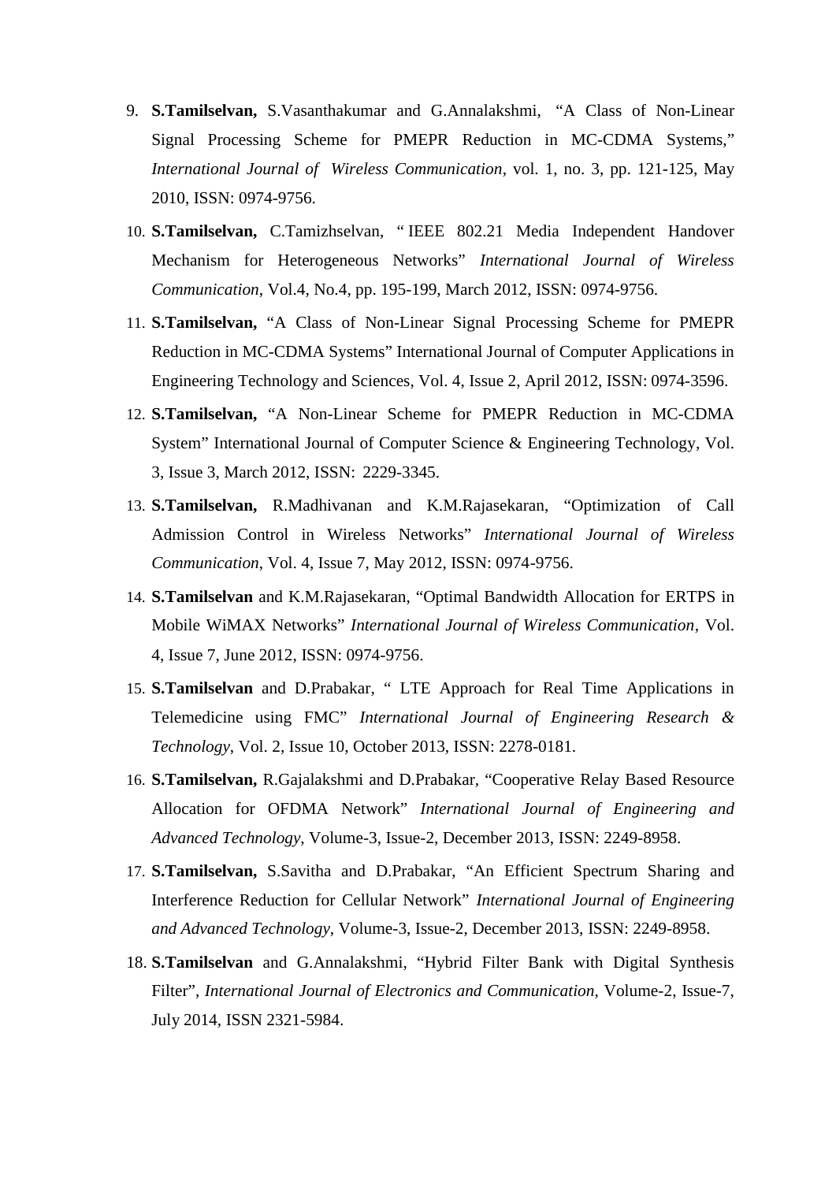9. **S.Tamilselvan,** S.Vasanthakumar and G.Annalakshmi, "A Class of Non-Linear Signal Processing Scheme for PMEPR Reduction in MC-CDMA Systems," *International Journal of Wireless Communication*, vol. 1, no. 3, pp. 121-125, May 2010, ISSN: 0974-9756.
10. **S.Tamilselvan,** C.Tamizhselvan, " IEEE 802.21 Media Independent Handover Mechanism for Heterogeneous Networks" *International Journal of Wireless Communication*, Vol.4, No.4, pp. 195-199, March 2012, ISSN: 0974-9756.
11. **S.Tamilselvan,** "A Class of Non-Linear Signal Processing Scheme for PMEPR Reduction in MC-CDMA Systems" International Journal of Computer Applications in Engineering Technology and Sciences, Vol. 4, Issue 2, April 2012, ISSN: 0974-3596.
12. **S.Tamilselvan,** "A Non-Linear Scheme for PMEPR Reduction in MC-CDMA System" International Journal of Computer Science & Engineering Technology, Vol. 3, Issue 3, March 2012, ISSN: 2229-3345.
13. **S.Tamilselvan,** R.Madhivanan and K.M.Rajasekaran, "Optimization of Call Admission Control in Wireless Networks" *International Journal of Wireless Communication*, Vol. 4, Issue 7, May 2012, ISSN: 0974-9756.
14. **S.Tamilselvan** and K.M.Rajasekaran, "Optimal Bandwidth Allocation for ERTPS in Mobile WiMAX Networks" *International Journal of Wireless Communication*, Vol. 4, Issue 7, June 2012, ISSN: 0974-9756.
15. **S.Tamilselvan** and D.Prabakar, " LTE Approach for Real Time Applications in Telemedicine using FMC" *International Journal of Engineering Research & Technology*, Vol. 2, Issue 10, October 2013, ISSN: 2278-0181.
16. **S.Tamilselvan,** R.Gajalakshmi and D.Prabakar, "Cooperative Relay Based Resource Allocation for OFDMA Network" *International Journal of Engineering and Advanced Technology,* Volume-3, Issue-2, December 2013, ISSN: 2249-8958.
17. **S.Tamilselvan,** S.Savitha and D.Prabakar, "An Efficient Spectrum Sharing and Interference Reduction for Cellular Network" *International Journal of Engineering and Advanced Technology*, Volume-3, Issue-2, December 2013, ISSN: 2249-8958.
18. **S.Tamilselvan** and G.Annalakshmi, "Hybrid Filter Bank with Digital Synthesis Filter", *International Journal of Electronics and Communication*, Volume-2, Issue-7, July 2014, ISSN 2321-5984.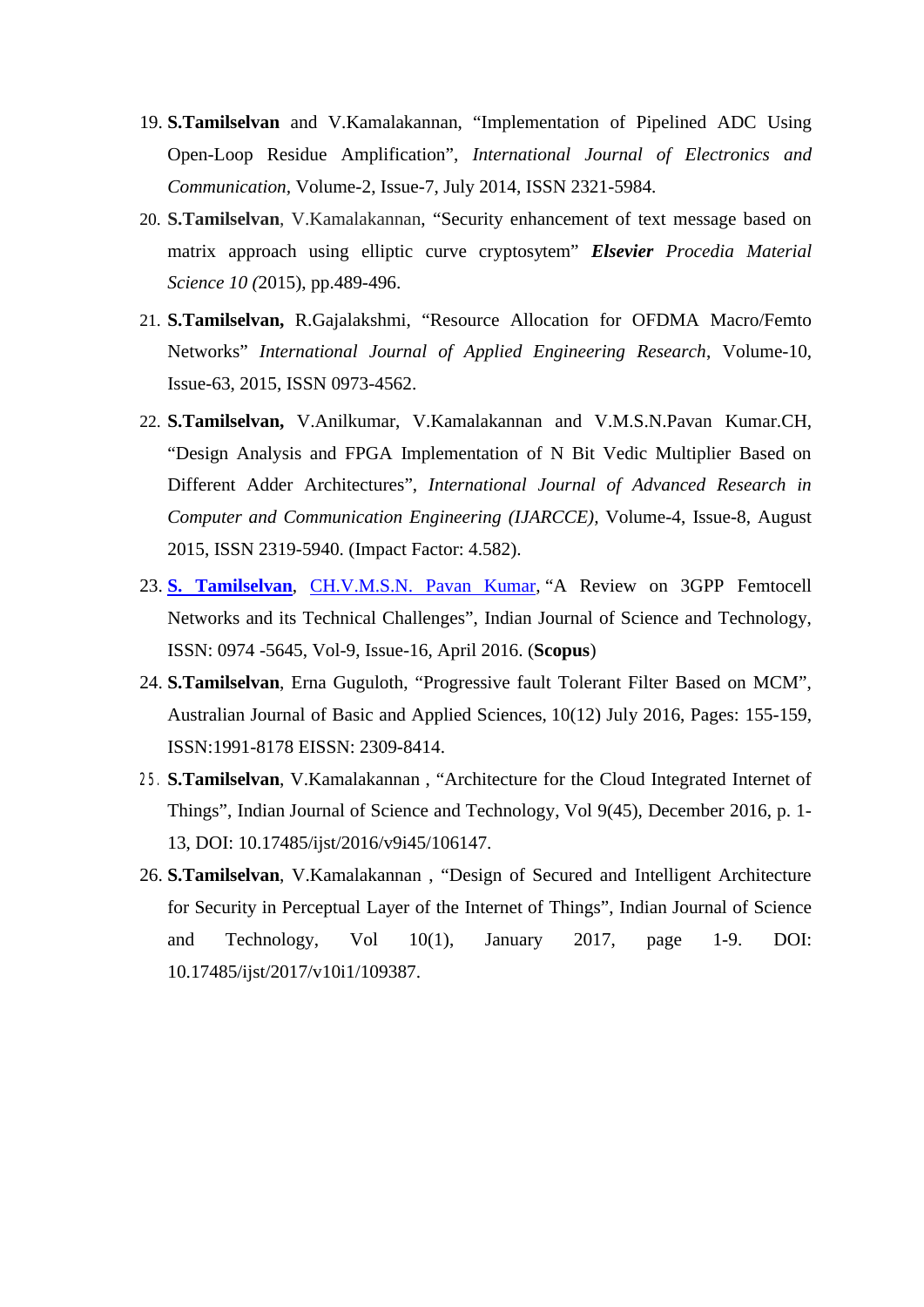19. **S.Tamilselvan** and V.Kamalakannan, “Implementation of Pipelined ADC Using Open-Loop Residue Amplification”, *International Journal of Electronics and Communication,* Volume-2, Issue-7, July 2014, ISSN 2321-5984.
20. **S.Tamilselvan**, V.Kamalakannan, “Security enhancement of text message based on matrix approach using elliptic curve cryptosytem” ***Elsevier*** *Procedia Material Science 10 (*2015), pp.489-496.
21. **S.Tamilselvan,** R.Gajalakshmi, “Resource Allocation for OFDMA Macro/Femto Networks” *International Journal of Applied Engineering Research*, Volume-10, Issue-63, 2015, ISSN 0973-4562.
22. **S.Tamilselvan,** V.Anilkumar, V.Kamalakannan and V.M.S.N.Pavan Kumar.CH, “Design Analysis and FPGA Implementation of N Bit Vedic Multiplier Based on Different Adder Architectures”, *International Journal of Advanced Research in Computer and Communication Engineering (IJARCCE)*, Volume-4, Issue-8, August 2015, ISSN 2319-5940. (Impact Factor: 4.582).
23. **S. Tamilselvan**, CH.V.M.S.N. Pavan Kumar, “A Review on 3GPP Femtocell Networks and its Technical Challenges”, Indian Journal of Science and Technology, ISSN: 0974 -5645, Vol-9, Issue-16, April 2016. (**Scopus**)
24. **S.Tamilselvan**, Erna Guguloth, “Progressive fault Tolerant Filter Based on MCM”, Australian Journal of Basic and Applied Sciences, 10(12) July 2016, Pages: 155-159, ISSN:1991-8178 EISSN: 2309-8414.
25. **S.Tamilselvan**, V.Kamalakannan , “Architecture for the Cloud Integrated Internet of Things”, Indian Journal of Science and Technology, Vol 9(45), December 2016, p. 1-13, DOI: 10.17485/ijst/2016/v9i45/106147.
26. **S.Tamilselvan**, V.Kamalakannan , “Design of Secured and Intelligent Architecture for Security in Perceptual Layer of the Internet of Things”, Indian Journal of Science and Technology, Vol 10(1), January 2017, page 1-9. DOI: 10.17485/ijst/2017/v10i1/109387.